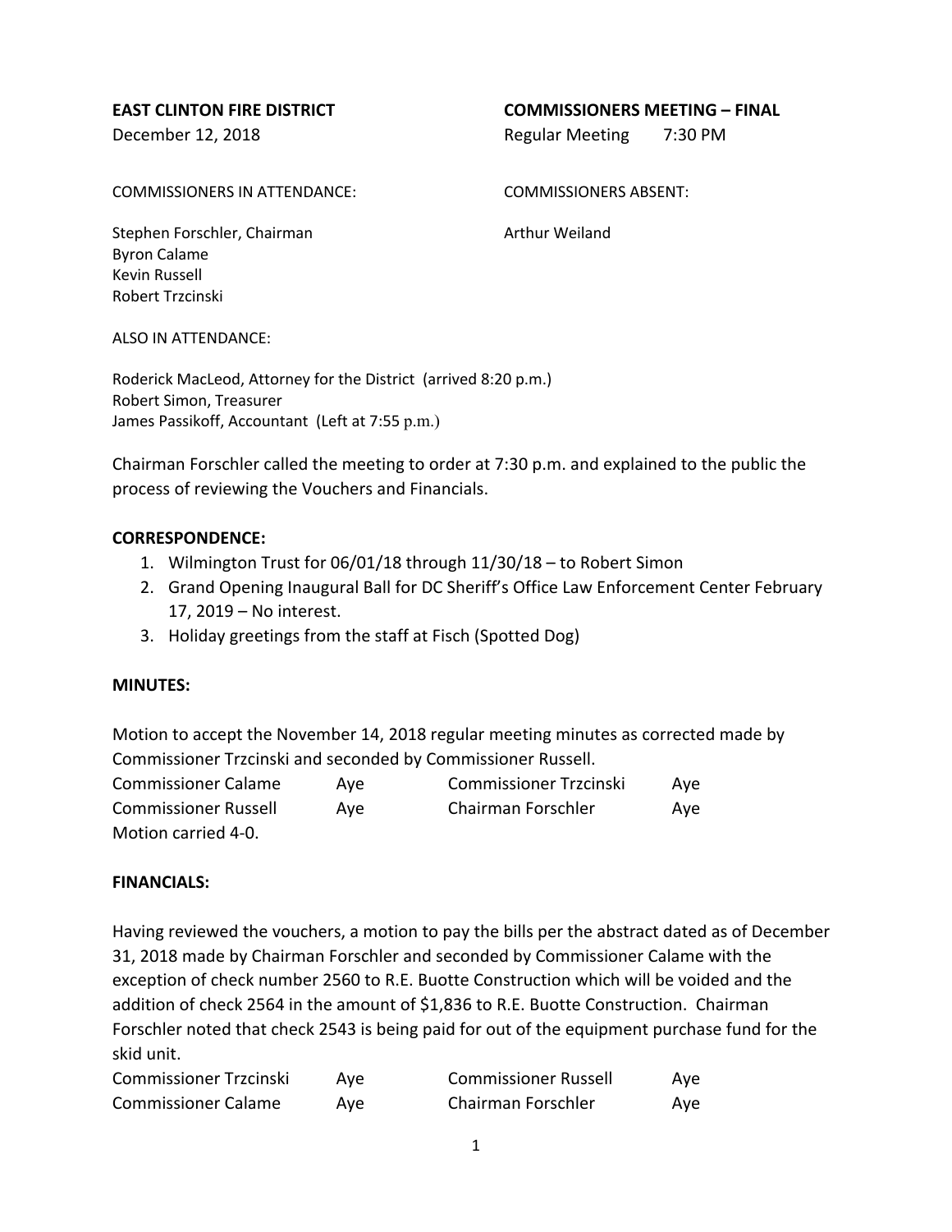**EAST CLINTON FIRE DISTRICT**

December 12, 2018

**COMMISSIONERS MEETING – FINAL**

Regular Meeting 7:30 PM

COMMISSIONERS IN ATTENDANCE:

Stephen Forschler, Chairman
Byron Calame
Kevin Russell
Robert Trzcinski

COMMISSIONERS ABSENT:

Arthur Weiland

ALSO IN ATTENDANCE:

Roderick MacLeod, Attorney for the District (arrived 8:20 p.m.)
Robert Simon, Treasurer
James Passikoff, Accountant (Left at 7:55 p.m.)

Chairman Forschler called the meeting to order at 7:30 p.m. and explained to the public the process of reviewing the Vouchers and Financials.

**CORRESPONDENCE:**

1. Wilmington Trust for 06/01/18 through 11/30/18 – to Robert Simon
2. Grand Opening Inaugural Ball for DC Sheriff's Office Law Enforcement Center February 17, 2019 – No interest.
3. Holiday greetings from the staff at Fisch (Spotted Dog)

**MINUTES:**

Motion to accept the November 14, 2018 regular meeting minutes as corrected made by Commissioner Trzcinski and seconded by Commissioner Russell.

| | | | |
|---|---|---|---|
| Commissioner Calame | Aye | Commissioner Trzcinski | Aye |
| Commissioner Russell | Aye | Chairman Forschler | Aye |

Motion carried 4-0.

**FINANCIALS:**

Having reviewed the vouchers, a motion to pay the bills per the abstract dated as of December 31, 2018 made by Chairman Forschler and seconded by Commissioner Calame with the exception of check number 2560 to R.E. Buotte Construction which will be voided and the addition of check 2564 in the amount of $1,836 to R.E. Buotte Construction. Chairman Forschler noted that check 2543 is being paid for out of the equipment purchase fund for the skid unit.

| | | | |
|---|---|---|---|
| Commissioner Trzcinski | Aye | Commissioner Russell | Aye |
| Commissioner Calame | Aye | Chairman Forschler | Aye |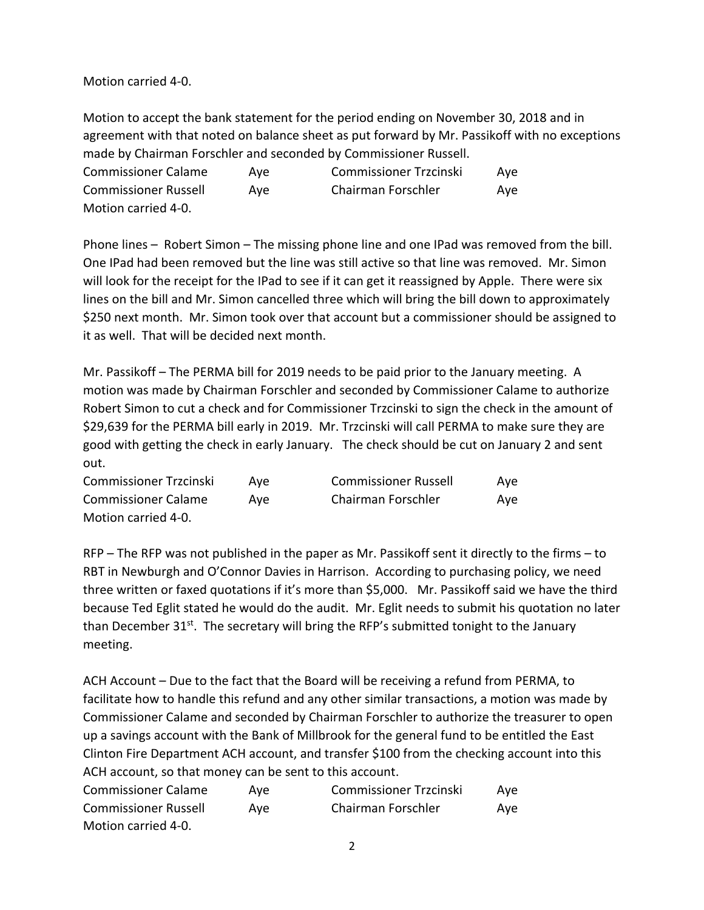Motion carried 4-0.

Motion to accept the bank statement for the period ending on November 30, 2018 and in agreement with that noted on balance sheet as put forward by Mr. Passikoff with no exceptions made by Chairman Forschler and seconded by Commissioner Russell.

| | | | |
|---|---|---|---|
| Commissioner Calame | Aye | Commissioner Trzcinski | Aye |
| Commissioner Russell | Aye | Chairman Forschler | Aye |

Motion carried 4-0.

Phone lines – Robert Simon – The missing phone line and one IPad was removed from the bill. One IPad had been removed but the line was still active so that line was removed. Mr. Simon will look for the receipt for the IPad to see if it can get it reassigned by Apple. There were six lines on the bill and Mr. Simon cancelled three which will bring the bill down to approximately $250 next month. Mr. Simon took over that account but a commissioner should be assigned to it as well. That will be decided next month.

Mr. Passikoff – The PERMA bill for 2019 needs to be paid prior to the January meeting. A motion was made by Chairman Forschler and seconded by Commissioner Calame to authorize Robert Simon to cut a check and for Commissioner Trzcinski to sign the check in the amount of $29,639 for the PERMA bill early in 2019. Mr. Trzcinski will call PERMA to make sure they are good with getting the check in early January. The check should be cut on January 2 and sent out.

| | | | |
|---|---|---|---|
| Commissioner Trzcinski | Aye | Commissioner Russell | Aye |
| Commissioner Calame | Aye | Chairman Forschler | Aye |

Motion carried 4-0.

RFP – The RFP was not published in the paper as Mr. Passikoff sent it directly to the firms – to RBT in Newburgh and O'Connor Davies in Harrison. According to purchasing policy, we need three written or faxed quotations if it's more than $5,000. Mr. Passikoff said we have the third because Ted Eglit stated he would do the audit. Mr. Eglit needs to submit his quotation no later than December 31st. The secretary will bring the RFP's submitted tonight to the January meeting.

ACH Account – Due to the fact that the Board will be receiving a refund from PERMA, to facilitate how to handle this refund and any other similar transactions, a motion was made by Commissioner Calame and seconded by Chairman Forschler to authorize the treasurer to open up a savings account with the Bank of Millbrook for the general fund to be entitled the East Clinton Fire Department ACH account, and transfer $100 from the checking account into this ACH account, so that money can be sent to this account.

| | | | |
|---|---|---|---|
| Commissioner Calame | Aye | Commissioner Trzcinski | Aye |
| Commissioner Russell | Aye | Chairman Forschler | Aye |

Motion carried 4-0.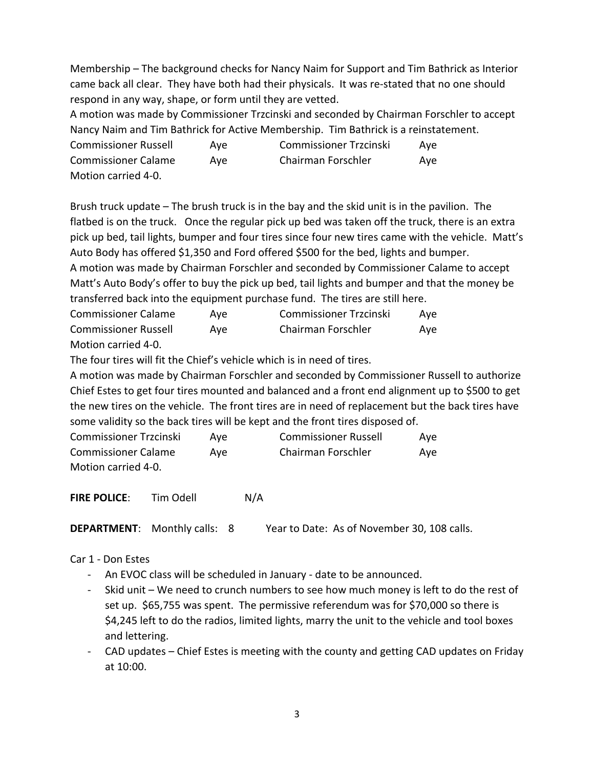Membership – The background checks for Nancy Naim for Support and Tim Bathrick as Interior came back all clear. They have both had their physicals. It was re-stated that no one should respond in any way, shape, or form until they are vetted.

A motion was made by Commissioner Trzcinski and seconded by Chairman Forschler to accept Nancy Naim and Tim Bathrick for Active Membership. Tim Bathrick is a reinstatement.

| | | | |
|---|---|---|---|
| Commissioner Russell | Aye | Commissioner Trzcinski | Aye |
| Commissioner Calame | Aye | Chairman Forschler | Aye |

Motion carried 4-0.

Brush truck update – The brush truck is in the bay and the skid unit is in the pavilion. The flatbed is on the truck. Once the regular pick up bed was taken off the truck, there is an extra pick up bed, tail lights, bumper and four tires since four new tires came with the vehicle. Matt's Auto Body has offered $1,350 and Ford offered $500 for the bed, lights and bumper.

A motion was made by Chairman Forschler and seconded by Commissioner Calame to accept Matt's Auto Body's offer to buy the pick up bed, tail lights and bumper and that the money be transferred back into the equipment purchase fund. The tires are still here.

| | | | |
|---|---|---|---|
| Commissioner Calame | Aye | Commissioner Trzcinski | Aye |
| Commissioner Russell | Aye | Chairman Forschler | Aye |

Motion carried 4-0.

The four tires will fit the Chief's vehicle which is in need of tires.

A motion was made by Chairman Forschler and seconded by Commissioner Russell to authorize Chief Estes to get four tires mounted and balanced and a front end alignment up to $500 to get the new tires on the vehicle. The front tires are in need of replacement but the back tires have some validity so the back tires will be kept and the front tires disposed of.

| | | | |
|---|---|---|---|
| Commissioner Trzcinski | Aye | Commissioner Russell | Aye |
| Commissioner Calame | Aye | Chairman Forschler | Aye |

Motion carried 4-0.

**FIRE POLICE**: Tim Odell N/A

**DEPARTMENT**: Monthly calls: 8 Year to Date: As of November 30, 108 calls.

Car 1 - Don Estes

- An EVOC class will be scheduled in January - date to be announced.
- Skid unit – We need to crunch numbers to see how much money is left to do the rest of set up. $65,755 was spent. The permissive referendum was for $70,000 so there is $4,245 left to do the radios, limited lights, marry the unit to the vehicle and tool boxes and lettering.
- CAD updates – Chief Estes is meeting with the county and getting CAD updates on Friday at 10:00.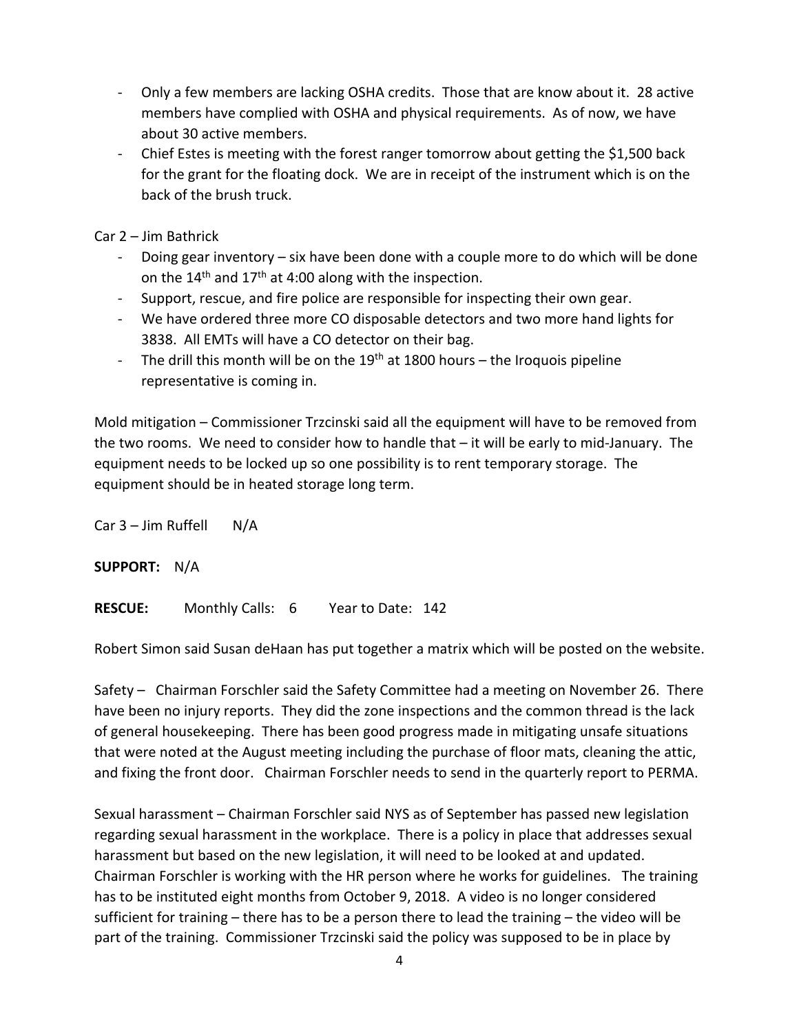- Only a few members are lacking OSHA credits. Those that are know about it. 28 active members have complied with OSHA and physical requirements. As of now, we have about 30 active members.
- Chief Estes is meeting with the forest ranger tomorrow about getting the $1,500 back for the grant for the floating dock. We are in receipt of the instrument which is on the back of the brush truck.

Car 2 – Jim Bathrick

- Doing gear inventory – six have been done with a couple more to do which will be done on the 14th and 17th at 4:00 along with the inspection.
- Support, rescue, and fire police are responsible for inspecting their own gear.
- We have ordered three more CO disposable detectors and two more hand lights for 3838. All EMTs will have a CO detector on their bag.
- The drill this month will be on the 19th at 1800 hours – the Iroquois pipeline representative is coming in.

Mold mitigation – Commissioner Trzcinski said all the equipment will have to be removed from the two rooms. We need to consider how to handle that – it will be early to mid-January. The equipment needs to be locked up so one possibility is to rent temporary storage. The equipment should be in heated storage long term.

Car 3 – Jim Ruffell N/A

**SUPPORT:** N/A

**RESCUE:** Monthly Calls: 6 Year to Date: 142

Robert Simon said Susan deHaan has put together a matrix which will be posted on the website.

Safety – Chairman Forschler said the Safety Committee had a meeting on November 26. There have been no injury reports. They did the zone inspections and the common thread is the lack of general housekeeping. There has been good progress made in mitigating unsafe situations that were noted at the August meeting including the purchase of floor mats, cleaning the attic, and fixing the front door. Chairman Forschler needs to send in the quarterly report to PERMA.

Sexual harassment – Chairman Forschler said NYS as of September has passed new legislation regarding sexual harassment in the workplace. There is a policy in place that addresses sexual harassment but based on the new legislation, it will need to be looked at and updated. Chairman Forschler is working with the HR person where he works for guidelines. The training has to be instituted eight months from October 9, 2018. A video is no longer considered sufficient for training – there has to be a person there to lead the training – the video will be part of the training. Commissioner Trzcinski said the policy was supposed to be in place by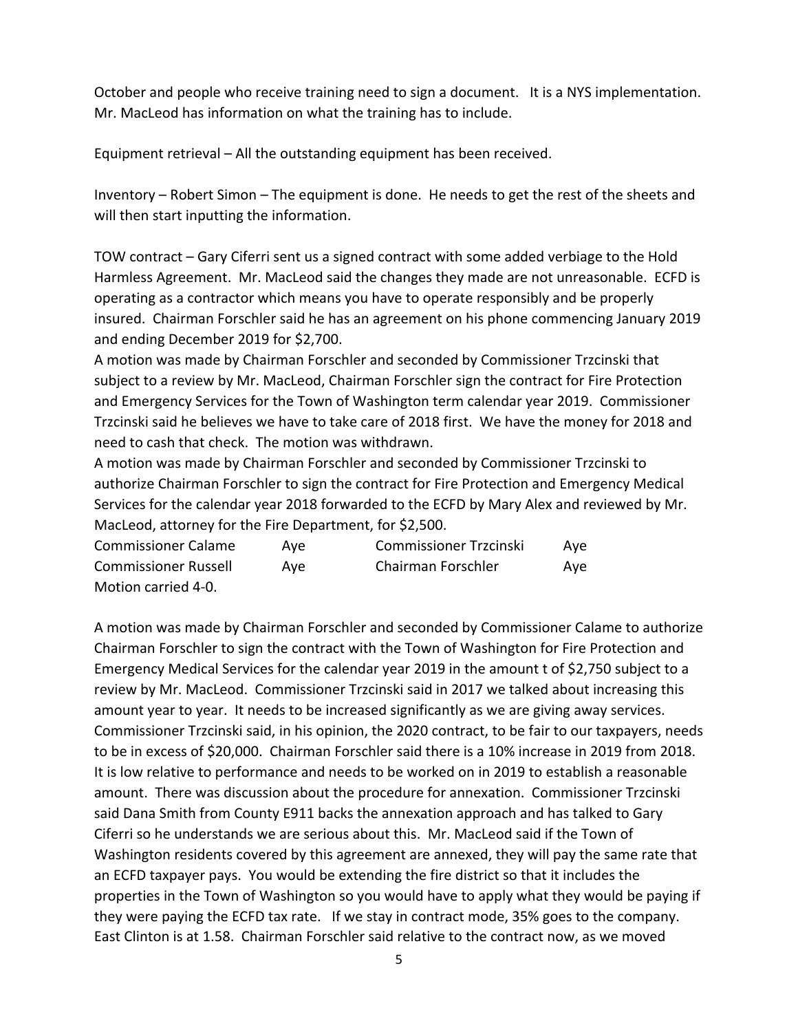October and people who receive training need to sign a document. It is a NYS implementation. Mr. MacLeod has information on what the training has to include.

Equipment retrieval – All the outstanding equipment has been received.

Inventory – Robert Simon – The equipment is done. He needs to get the rest of the sheets and will then start inputting the information.

TOW contract – Gary Ciferri sent us a signed contract with some added verbiage to the Hold Harmless Agreement. Mr. MacLeod said the changes they made are not unreasonable. ECFD is operating as a contractor which means you have to operate responsibly and be properly insured. Chairman Forschler said he has an agreement on his phone commencing January 2019 and ending December 2019 for $2,700.

A motion was made by Chairman Forschler and seconded by Commissioner Trzcinski that subject to a review by Mr. MacLeod, Chairman Forschler sign the contract for Fire Protection and Emergency Services for the Town of Washington term calendar year 2019. Commissioner Trzcinski said he believes we have to take care of 2018 first. We have the money for 2018 and need to cash that check. The motion was withdrawn.

A motion was made by Chairman Forschler and seconded by Commissioner Trzcinski to authorize Chairman Forschler to sign the contract for Fire Protection and Emergency Medical Services for the calendar year 2018 forwarded to the ECFD by Mary Alex and reviewed by Mr. MacLeod, attorney for the Fire Department, for $2,500.

| | | | |
|---|---|---|---|
| Commissioner Calame | Aye | Commissioner Trzcinski | Aye |
| Commissioner Russell | Aye | Chairman Forschler | Aye |

Motion carried 4-0.

A motion was made by Chairman Forschler and seconded by Commissioner Calame to authorize Chairman Forschler to sign the contract with the Town of Washington for Fire Protection and Emergency Medical Services for the calendar year 2019 in the amount t of $2,750 subject to a review by Mr. MacLeod. Commissioner Trzcinski said in 2017 we talked about increasing this amount year to year. It needs to be increased significantly as we are giving away services. Commissioner Trzcinski said, in his opinion, the 2020 contract, to be fair to our taxpayers, needs to be in excess of $20,000. Chairman Forschler said there is a 10% increase in 2019 from 2018. It is low relative to performance and needs to be worked on in 2019 to establish a reasonable amount. There was discussion about the procedure for annexation. Commissioner Trzcinski said Dana Smith from County E911 backs the annexation approach and has talked to Gary Ciferri so he understands we are serious about this. Mr. MacLeod said if the Town of Washington residents covered by this agreement are annexed, they will pay the same rate that an ECFD taxpayer pays. You would be extending the fire district so that it includes the properties in the Town of Washington so you would have to apply what they would be paying if they were paying the ECFD tax rate. If we stay in contract mode, 35% goes to the company. East Clinton is at 1.58. Chairman Forschler said relative to the contract now, as we moved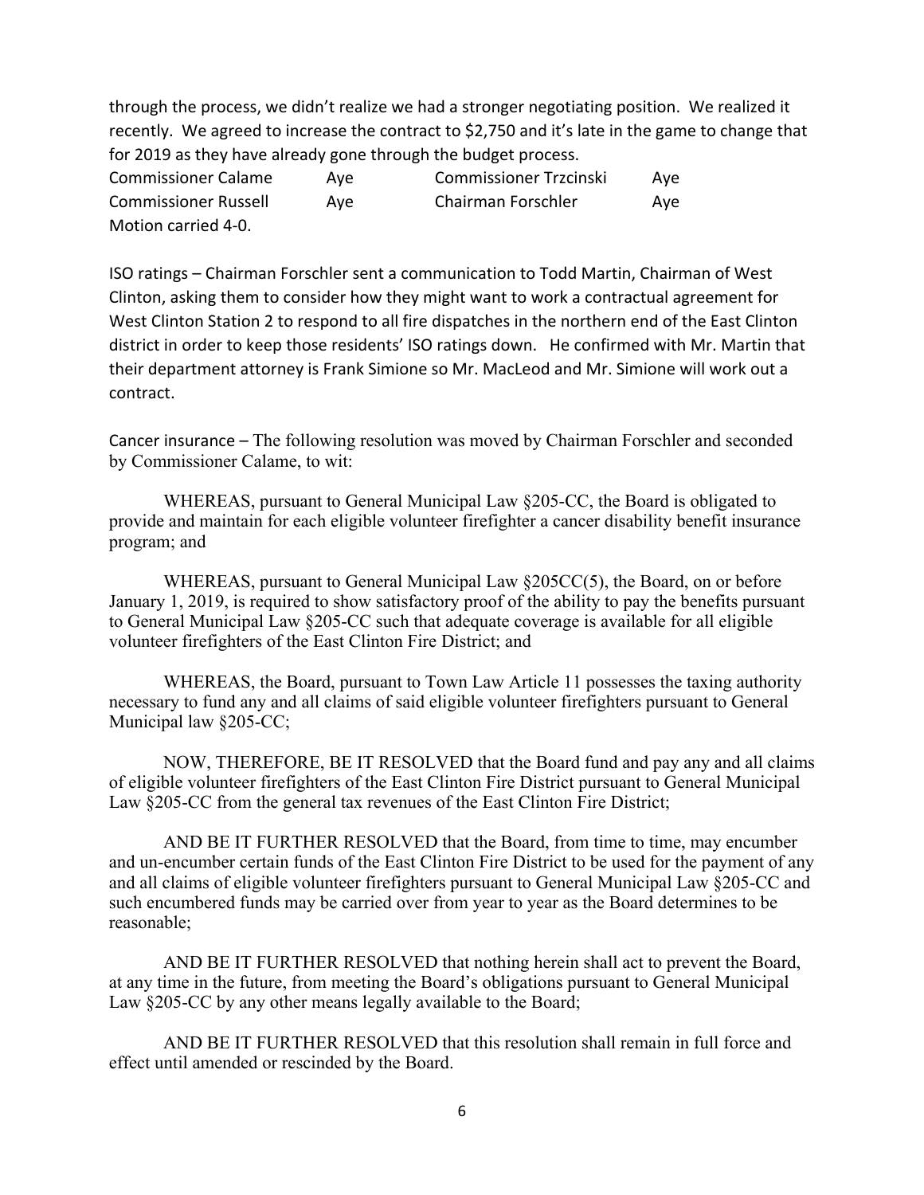through the process, we didn't realize we had a stronger negotiating position. We realized it recently. We agreed to increase the contract to $2,750 and it's late in the game to change that for 2019 as they have already gone through the budget process.

| | | | |
|---|---|---|---|
| Commissioner Calame | Aye | Commissioner Trzcinski | Aye |
| Commissioner Russell | Aye | Chairman Forschler | Aye |

Motion carried 4-0.

ISO ratings – Chairman Forschler sent a communication to Todd Martin, Chairman of West Clinton, asking them to consider how they might want to work a contractual agreement for West Clinton Station 2 to respond to all fire dispatches in the northern end of the East Clinton district in order to keep those residents' ISO ratings down. He confirmed with Mr. Martin that their department attorney is Frank Simione so Mr. MacLeod and Mr. Simione will work out a contract.

Cancer insurance – The following resolution was moved by Chairman Forschler and seconded by Commissioner Calame, to wit:

WHEREAS, pursuant to General Municipal Law §205-CC, the Board is obligated to provide and maintain for each eligible volunteer firefighter a cancer disability benefit insurance program; and

WHEREAS, pursuant to General Municipal Law §205CC(5), the Board, on or before January 1, 2019, is required to show satisfactory proof of the ability to pay the benefits pursuant to General Municipal Law §205-CC such that adequate coverage is available for all eligible volunteer firefighters of the East Clinton Fire District; and

WHEREAS, the Board, pursuant to Town Law Article 11 possesses the taxing authority necessary to fund any and all claims of said eligible volunteer firefighters pursuant to General Municipal law §205-CC;

NOW, THEREFORE, BE IT RESOLVED that the Board fund and pay any and all claims of eligible volunteer firefighters of the East Clinton Fire District pursuant to General Municipal Law §205-CC from the general tax revenues of the East Clinton Fire District;

AND BE IT FURTHER RESOLVED that the Board, from time to time, may encumber and un-encumber certain funds of the East Clinton Fire District to be used for the payment of any and all claims of eligible volunteer firefighters pursuant to General Municipal Law §205-CC and such encumbered funds may be carried over from year to year as the Board determines to be reasonable;

AND BE IT FURTHER RESOLVED that nothing herein shall act to prevent the Board, at any time in the future, from meeting the Board's obligations pursuant to General Municipal Law §205-CC by any other means legally available to the Board;

AND BE IT FURTHER RESOLVED that this resolution shall remain in full force and effect until amended or rescinded by the Board.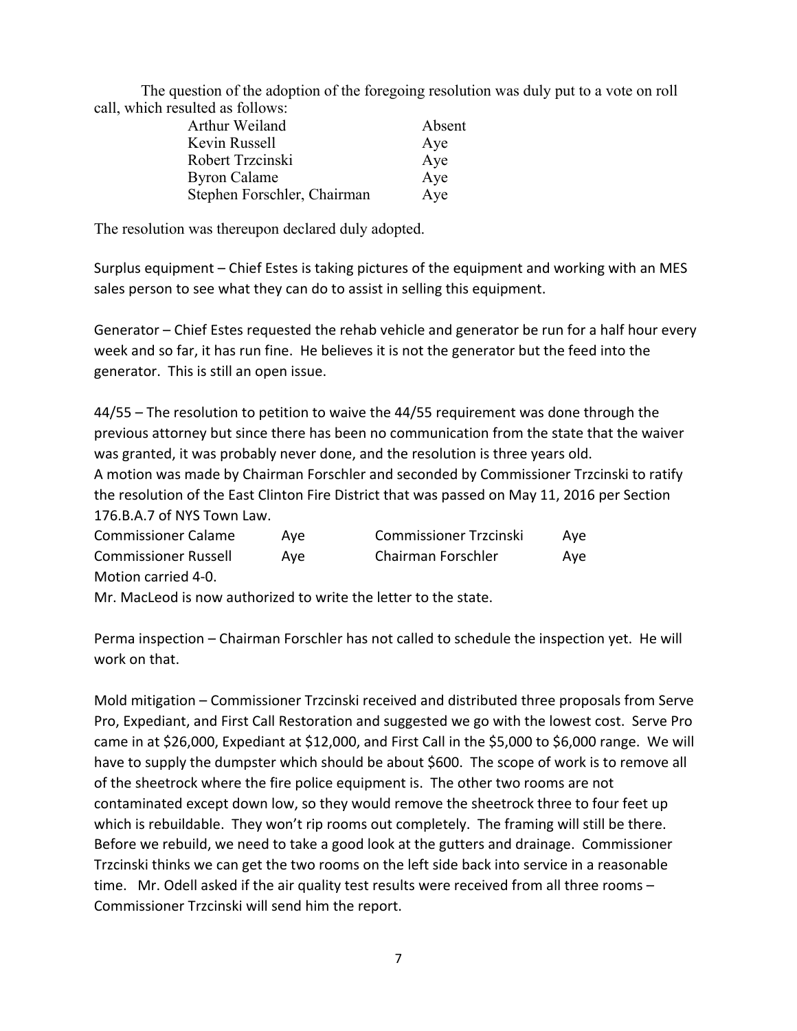The question of the adoption of the foregoing resolution was duly put to a vote on roll call, which resulted as follows:

| | |
|---|---|
| Arthur Weiland | Absent |
| Kevin Russell | Aye |
| Robert Trzcinski | Aye |
| Byron Calame | Aye |
| Stephen Forschler, Chairman | Aye |

The resolution was thereupon declared duly adopted.

Surplus equipment – Chief Estes is taking pictures of the equipment and working with an MES sales person to see what they can do to assist in selling this equipment.

Generator – Chief Estes requested the rehab vehicle and generator be run for a half hour every week and so far, it has run fine. He believes it is not the generator but the feed into the generator. This is still an open issue.

44/55 – The resolution to petition to waive the 44/55 requirement was done through the previous attorney but since there has been no communication from the state that the waiver was granted, it was probably never done, and the resolution is three years old.
A motion was made by Chairman Forschler and seconded by Commissioner Trzcinski to ratify the resolution of the East Clinton Fire District that was passed on May 11, 2016 per Section 176.B.A.7 of NYS Town Law.

| | | | |
|---|---|---|---|
| Commissioner Calame | Aye | Commissioner Trzcinski | Aye |
| Commissioner Russell | Aye | Chairman Forschler | Aye |

Motion carried 4-0.
Mr. MacLeod is now authorized to write the letter to the state.

Perma inspection – Chairman Forschler has not called to schedule the inspection yet. He will work on that.

Mold mitigation – Commissioner Trzcinski received and distributed three proposals from Serve Pro, Expediant, and First Call Restoration and suggested we go with the lowest cost. Serve Pro came in at $26,000, Expediant at $12,000, and First Call in the $5,000 to $6,000 range. We will have to supply the dumpster which should be about $600. The scope of work is to remove all of the sheetrock where the fire police equipment is. The other two rooms are not contaminated except down low, so they would remove the sheetrock three to four feet up which is rebuildable. They won't rip rooms out completely. The framing will still be there. Before we rebuild, we need to take a good look at the gutters and drainage. Commissioner Trzcinski thinks we can get the two rooms on the left side back into service in a reasonable time. Mr. Odell asked if the air quality test results were received from all three rooms – Commissioner Trzcinski will send him the report.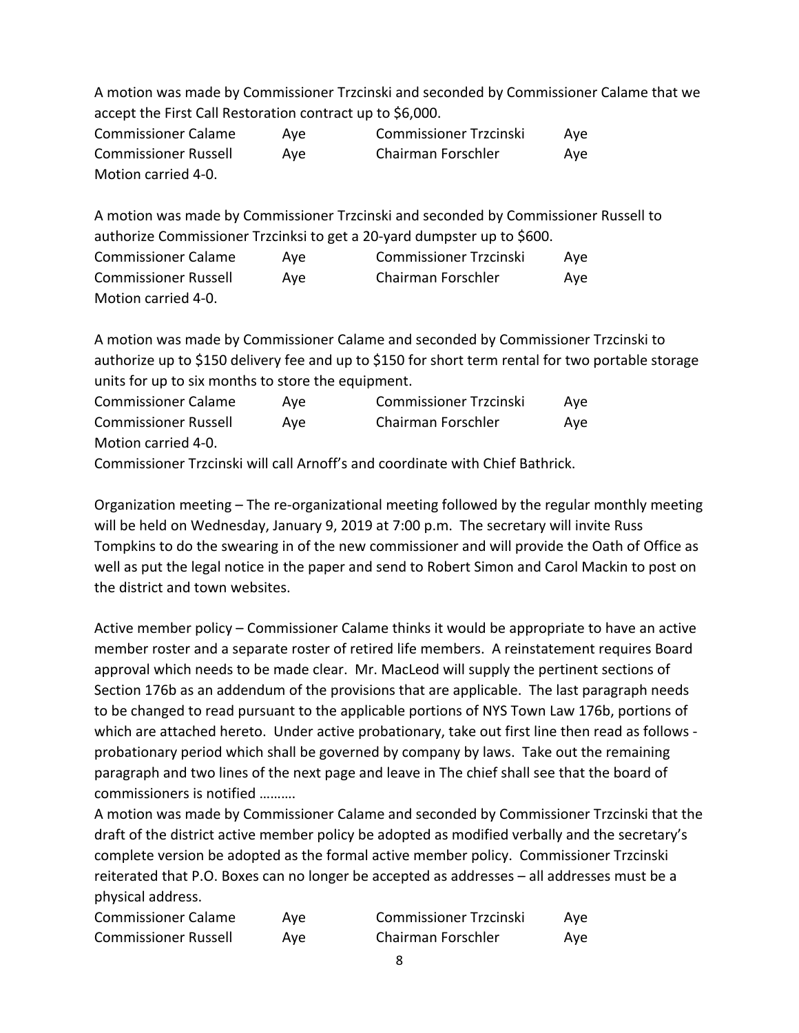A motion was made by Commissioner Trzcinski and seconded by Commissioner Calame that we accept the First Call Restoration contract up to $6,000.

| | | | |
|---|---|---|---|
| Commissioner Calame | Aye | Commissioner Trzcinski | Aye |
| Commissioner Russell | Aye | Chairman Forschler | Aye |

Motion carried 4-0.

A motion was made by Commissioner Trzcinski and seconded by Commissioner Russell to authorize Commissioner Trzcinksi to get a 20-yard dumpster up to $600.

| | | | |
|---|---|---|---|
| Commissioner Calame | Aye | Commissioner Trzcinski | Aye |
| Commissioner Russell | Aye | Chairman Forschler | Aye |

Motion carried 4-0.

A motion was made by Commissioner Calame and seconded by Commissioner Trzcinski to authorize up to $150 delivery fee and up to $150 for short term rental for two portable storage units for up to six months to store the equipment.

| | | | |
|---|---|---|---|
| Commissioner Calame | Aye | Commissioner Trzcinski | Aye |
| Commissioner Russell | Aye | Chairman Forschler | Aye |

Motion carried 4-0.

Commissioner Trzcinski will call Arnoff's and coordinate with Chief Bathrick.

Organization meeting – The re-organizational meeting followed by the regular monthly meeting will be held on Wednesday, January 9, 2019 at 7:00 p.m. The secretary will invite Russ Tompkins to do the swearing in of the new commissioner and will provide the Oath of Office as well as put the legal notice in the paper and send to Robert Simon and Carol Mackin to post on the district and town websites.

Active member policy – Commissioner Calame thinks it would be appropriate to have an active member roster and a separate roster of retired life members. A reinstatement requires Board approval which needs to be made clear. Mr. MacLeod will supply the pertinent sections of Section 176b as an addendum of the provisions that are applicable. The last paragraph needs to be changed to read pursuant to the applicable portions of NYS Town Law 176b, portions of which are attached hereto. Under active probationary, take out first line then read as follows - probationary period which shall be governed by company by laws. Take out the remaining paragraph and two lines of the next page and leave in The chief shall see that the board of commissioners is notified ……….

A motion was made by Commissioner Calame and seconded by Commissioner Trzcinski that the draft of the district active member policy be adopted as modified verbally and the secretary's complete version be adopted as the formal active member policy. Commissioner Trzcinski reiterated that P.O. Boxes can no longer be accepted as addresses – all addresses must be a physical address.

| | | | |
|---|---|---|---|
| Commissioner Calame | Aye | Commissioner Trzcinski | Aye |
| Commissioner Russell | Aye | Chairman Forschler | Aye |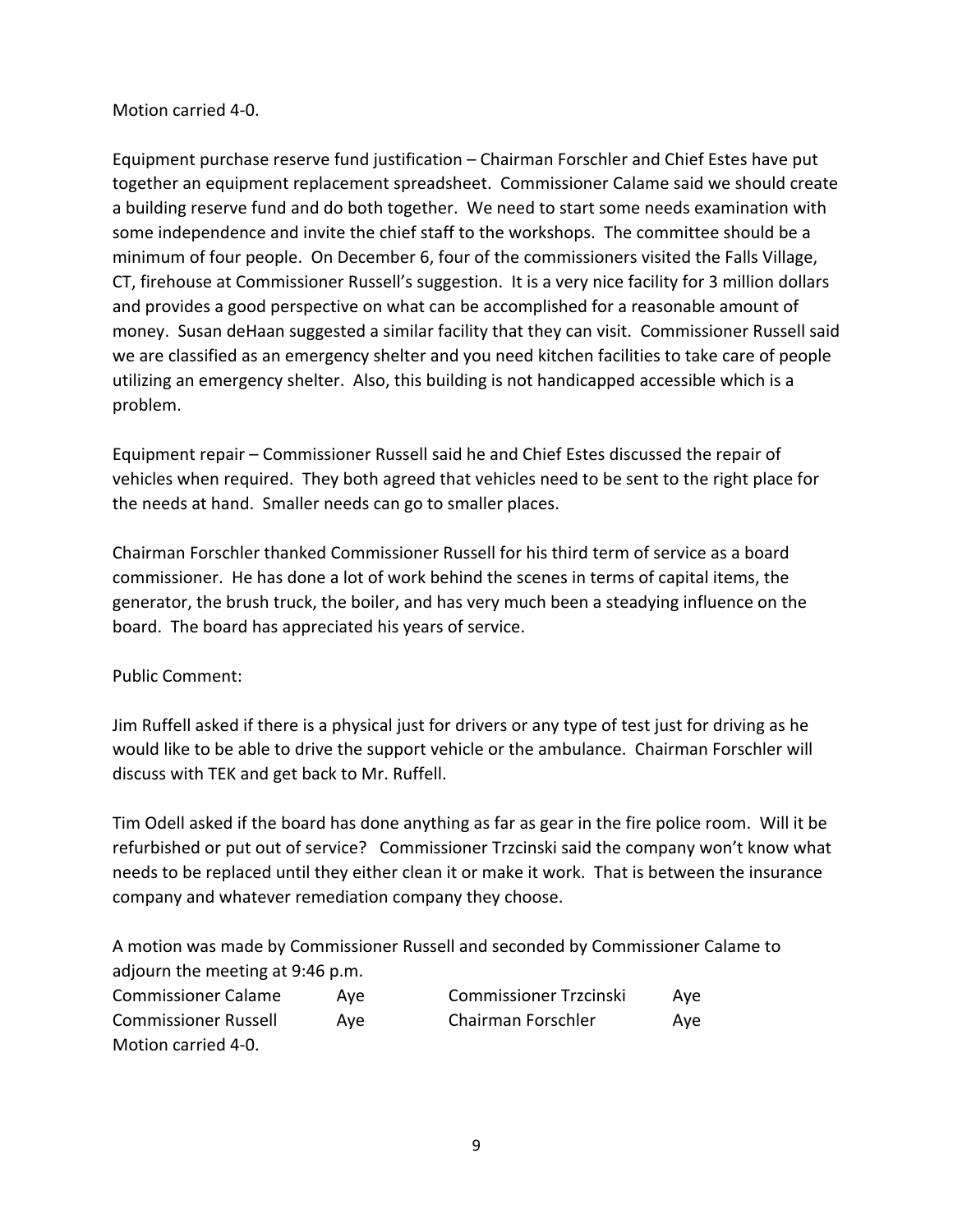Motion carried 4-0.

Equipment purchase reserve fund justification – Chairman Forschler and Chief Estes have put together an equipment replacement spreadsheet. Commissioner Calame said we should create a building reserve fund and do both together. We need to start some needs examination with some independence and invite the chief staff to the workshops. The committee should be a minimum of four people. On December 6, four of the commissioners visited the Falls Village, CT, firehouse at Commissioner Russell's suggestion. It is a very nice facility for 3 million dollars and provides a good perspective on what can be accomplished for a reasonable amount of money. Susan deHaan suggested a similar facility that they can visit. Commissioner Russell said we are classified as an emergency shelter and you need kitchen facilities to take care of people utilizing an emergency shelter. Also, this building is not handicapped accessible which is a problem.

Equipment repair – Commissioner Russell said he and Chief Estes discussed the repair of vehicles when required. They both agreed that vehicles need to be sent to the right place for the needs at hand. Smaller needs can go to smaller places.

Chairman Forschler thanked Commissioner Russell for his third term of service as a board commissioner. He has done a lot of work behind the scenes in terms of capital items, the generator, the brush truck, the boiler, and has very much been a steadying influence on the board. The board has appreciated his years of service.

Public Comment:

Jim Ruffell asked if there is a physical just for drivers or any type of test just for driving as he would like to be able to drive the support vehicle or the ambulance. Chairman Forschler will discuss with TEK and get back to Mr. Ruffell.

Tim Odell asked if the board has done anything as far as gear in the fire police room. Will it be refurbished or put out of service? Commissioner Trzcinski said the company won't know what needs to be replaced until they either clean it or make it work. That is between the insurance company and whatever remediation company they choose.

A motion was made by Commissioner Russell and seconded by Commissioner Calame to adjourn the meeting at 9:46 p.m.

| | | | |
|---|---|---|---|
| Commissioner Calame | Aye | Commissioner Trzcinski | Aye |
| Commissioner Russell | Aye | Chairman Forschler | Aye |

Motion carried 4-0.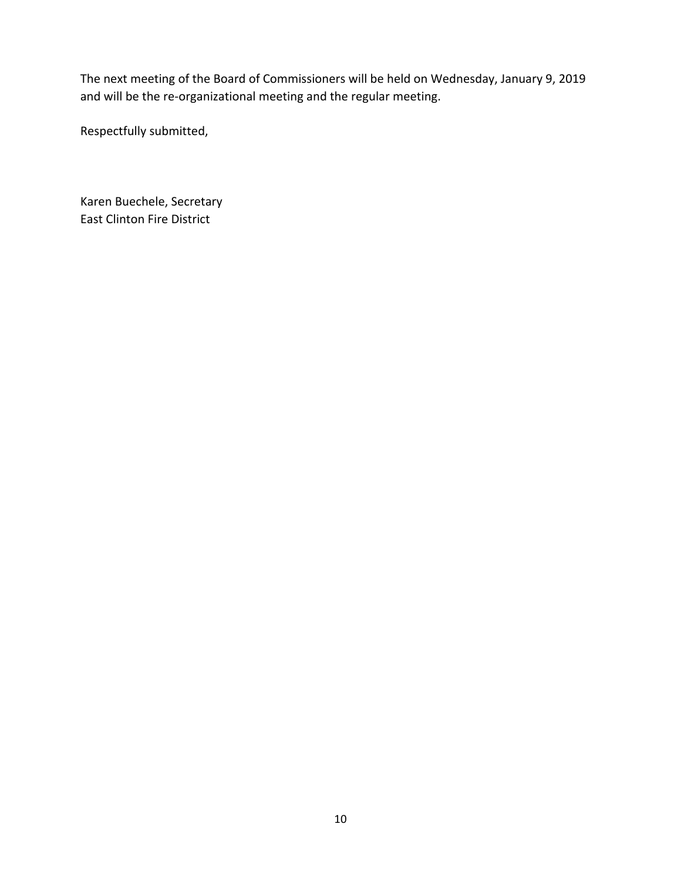The next meeting of the Board of Commissioners will be held on Wednesday, January 9, 2019 and will be the re-organizational meeting and the regular meeting.

Respectfully submitted,

Karen Buechele, Secretary
East Clinton Fire District